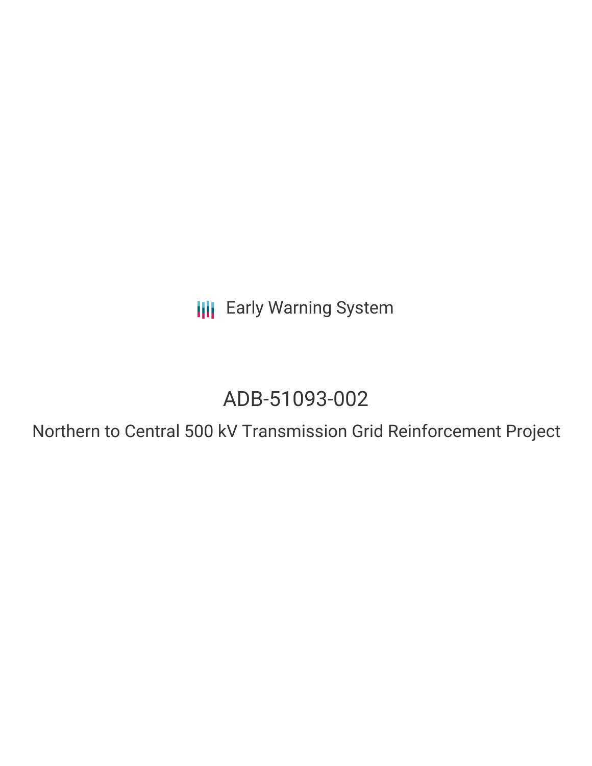Early Warning System

# ADB-51093-002

## Northern to Central 500 kV Transmission Grid Reinforcement Project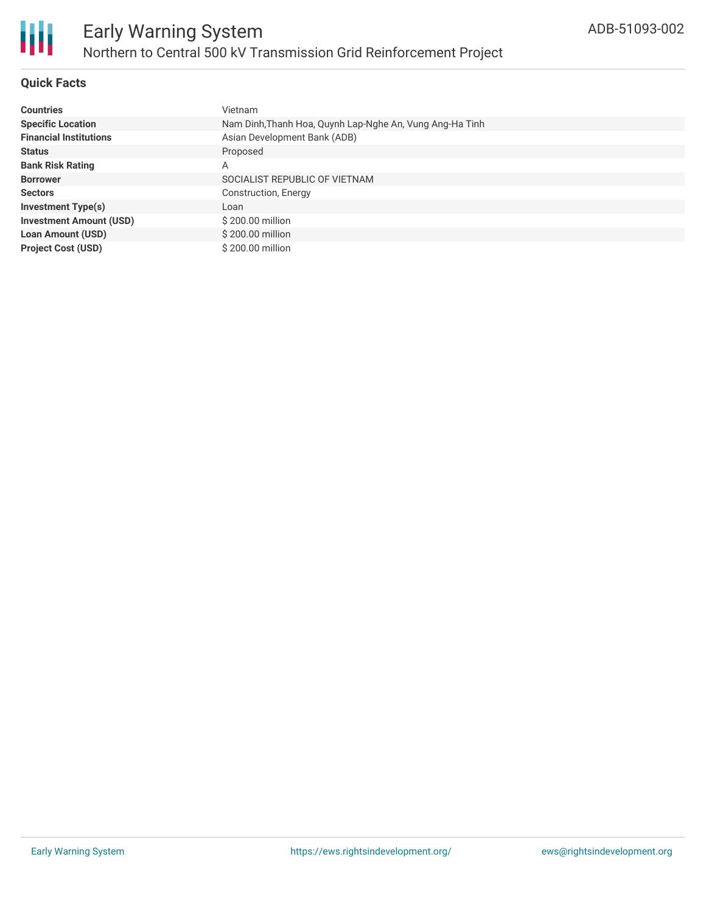## Quick Facts

| | |
|---|---|
| **Countries** | Vietnam |
| **Specific Location** | Nam Dinh,Thanh Hoa, Quynh Lap-Nghe An, Vung Ang-Ha Tinh |
| **Financial Institutions** | Asian Development Bank (ADB) |
| **Status** | Proposed |
| **Bank Risk Rating** | A |
| **Borrower** | SOCIALIST REPUBLIC OF VIETNAM |
| **Sectors** | Construction, Energy |
| **Investment Type(s)** | Loan |
| **Investment Amount (USD)** | $ 200.00 million |
| **Loan Amount (USD)** | $ 200.00 million |
| **Project Cost (USD)** | $ 200.00 million |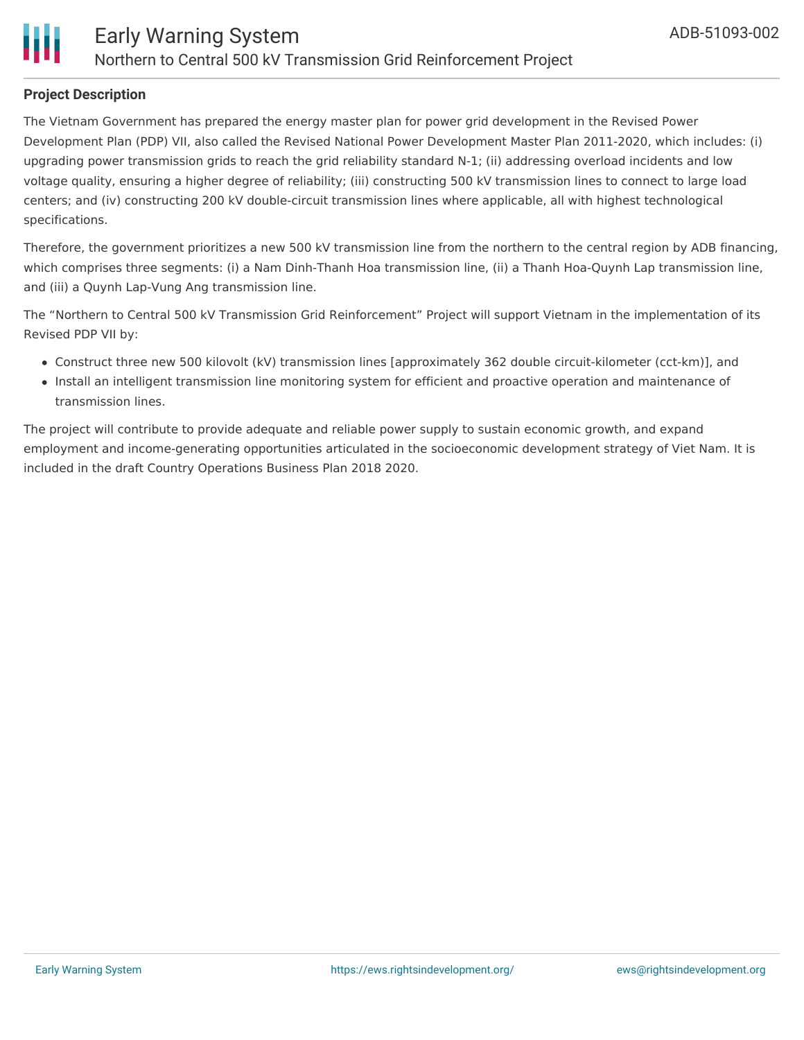**Project Description**

The Vietnam Government has prepared the energy master plan for power grid development in the Revised Power Development Plan (PDP) VII, also called the Revised National Power Development Master Plan 2011-2020, which includes: (i) upgrading power transmission grids to reach the grid reliability standard N-1; (ii) addressing overload incidents and low voltage quality, ensuring a higher degree of reliability; (iii) constructing 500 kV transmission lines to connect to large load centers; and (iv) constructing 200 kV double-circuit transmission lines where applicable, all with highest technological specifications.

Therefore, the government prioritizes a new 500 kV transmission line from the northern to the central region by ADB financing, which comprises three segments: (i) a Nam Dinh-Thanh Hoa transmission line, (ii) a Thanh Hoa-Quynh Lap transmission line, and (iii) a Quynh Lap-Vung Ang transmission line.

The “Northern to Central 500 kV Transmission Grid Reinforcement” Project will support Vietnam in the implementation of its Revised PDP VII by:

- Construct three new 500 kilovolt (kV) transmission lines [approximately 362 double circuit-kilometer (cct-km)], and
- Install an intelligent transmission line monitoring system for efficient and proactive operation and maintenance of transmission lines.

The project will contribute to provide adequate and reliable power supply to sustain economic growth, and expand employment and income-generating opportunities articulated in the socioeconomic development strategy of Viet Nam. It is included in the draft Country Operations Business Plan 2018 2020.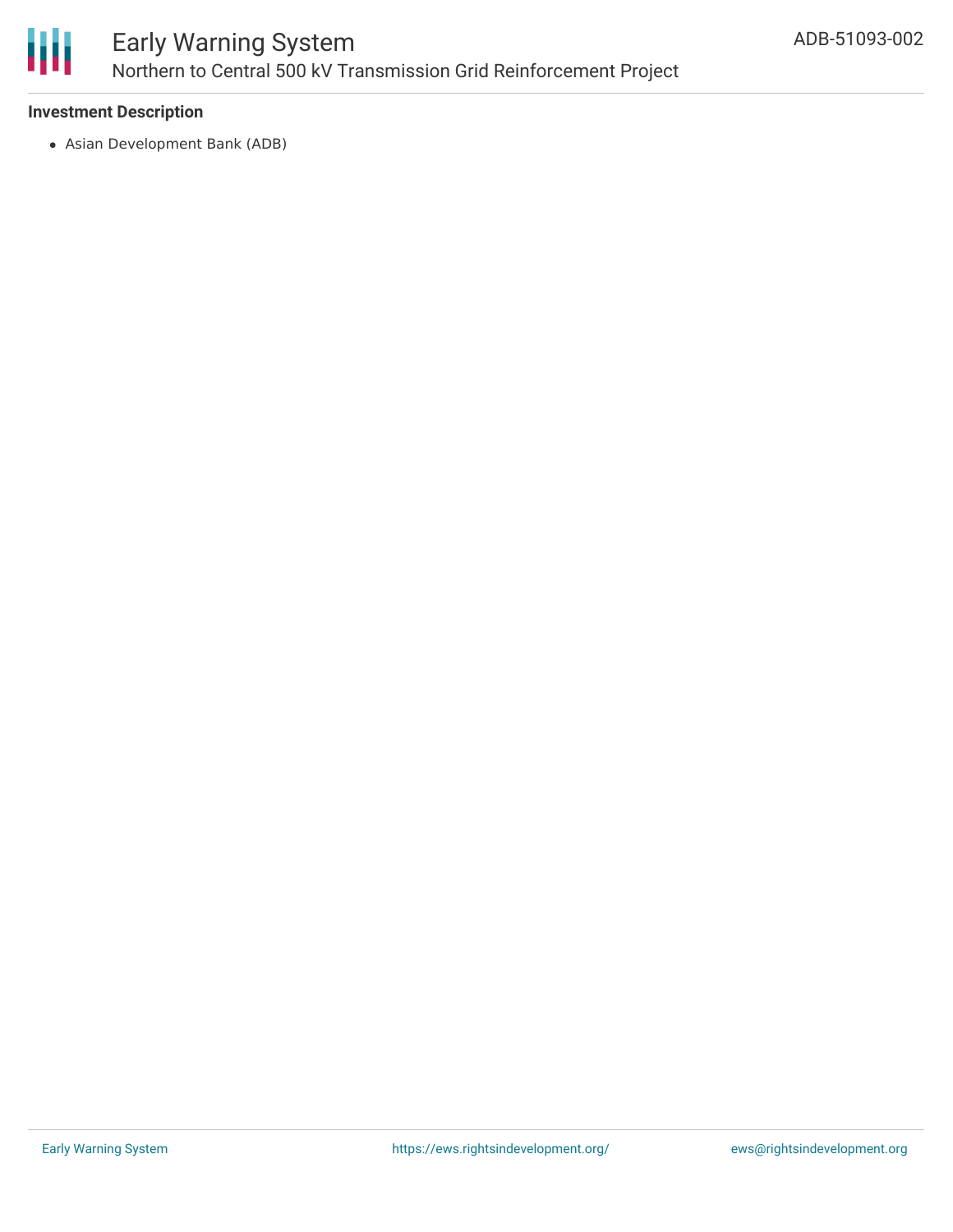### Investment Description

- Asian Development Bank (ADB)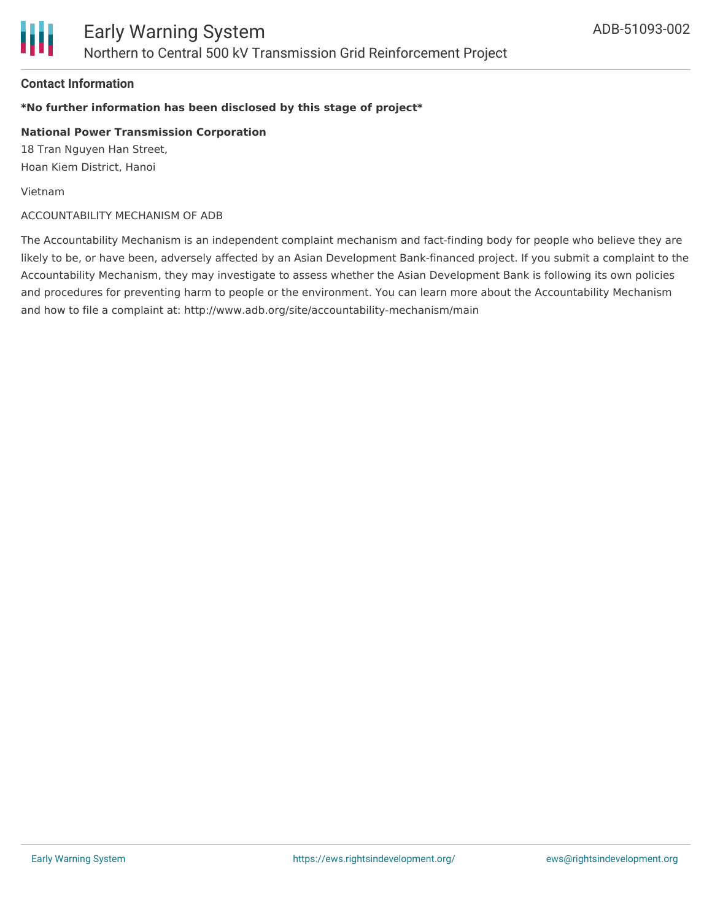#### Contact Information

***No further information has been disclosed by this stage of project***

**National Power Transmission Corporation**
18 Tran Nguyen Han Street,
Hoan Kiem District, Hanoi

Vietnam

ACCOUNTABILITY MECHANISM OF ADB

The Accountability Mechanism is an independent complaint mechanism and fact-finding body for people who believe they are likely to be, or have been, adversely affected by an Asian Development Bank-financed project. If you submit a complaint to the Accountability Mechanism, they may investigate to assess whether the Asian Development Bank is following its own policies and procedures for preventing harm to people or the environment. You can learn more about the Accountability Mechanism and how to file a complaint at: http://www.adb.org/site/accountability-mechanism/main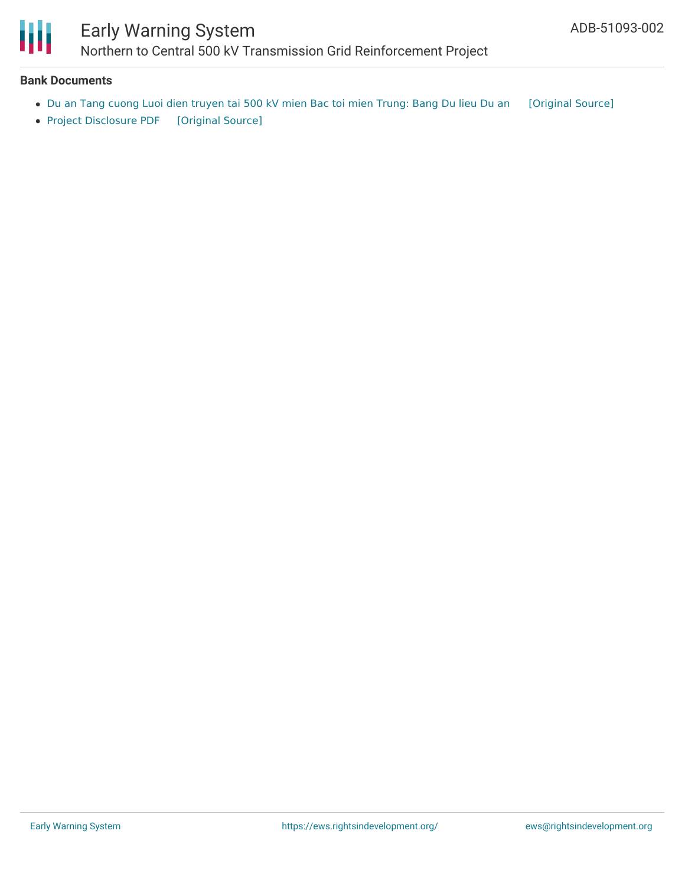**Bank Documents**

- Du an Tang cuong Luoi dien truyen tai 500 kV mien Bac toi mien Trung: Bang Du lieu Du an [Original Source]
- Project Disclosure PDF [Original Source]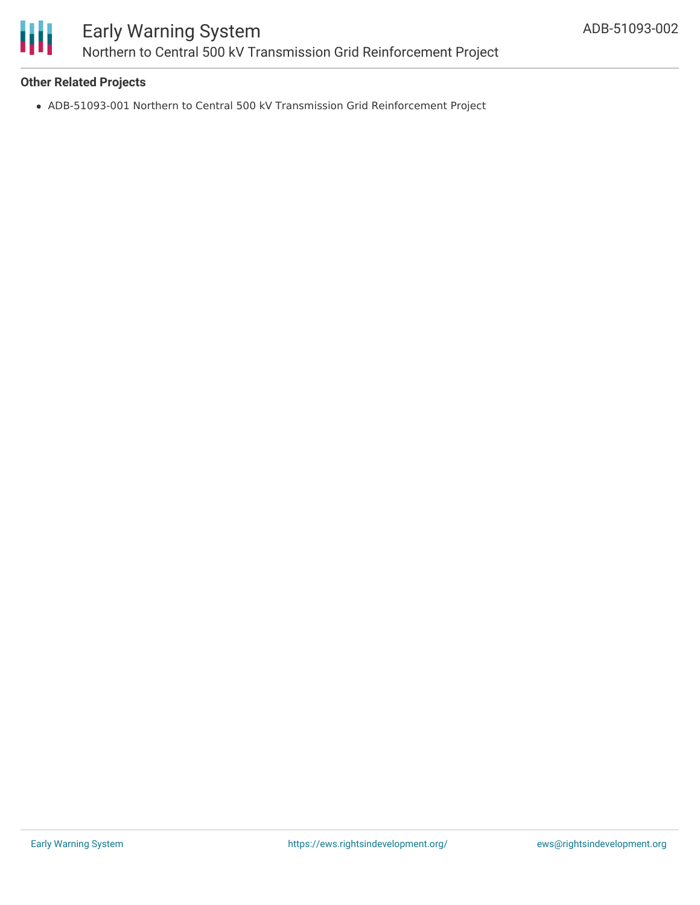**Other Related Projects**

- ADB-51093-001 Northern to Central 500 kV Transmission Grid Reinforcement Project